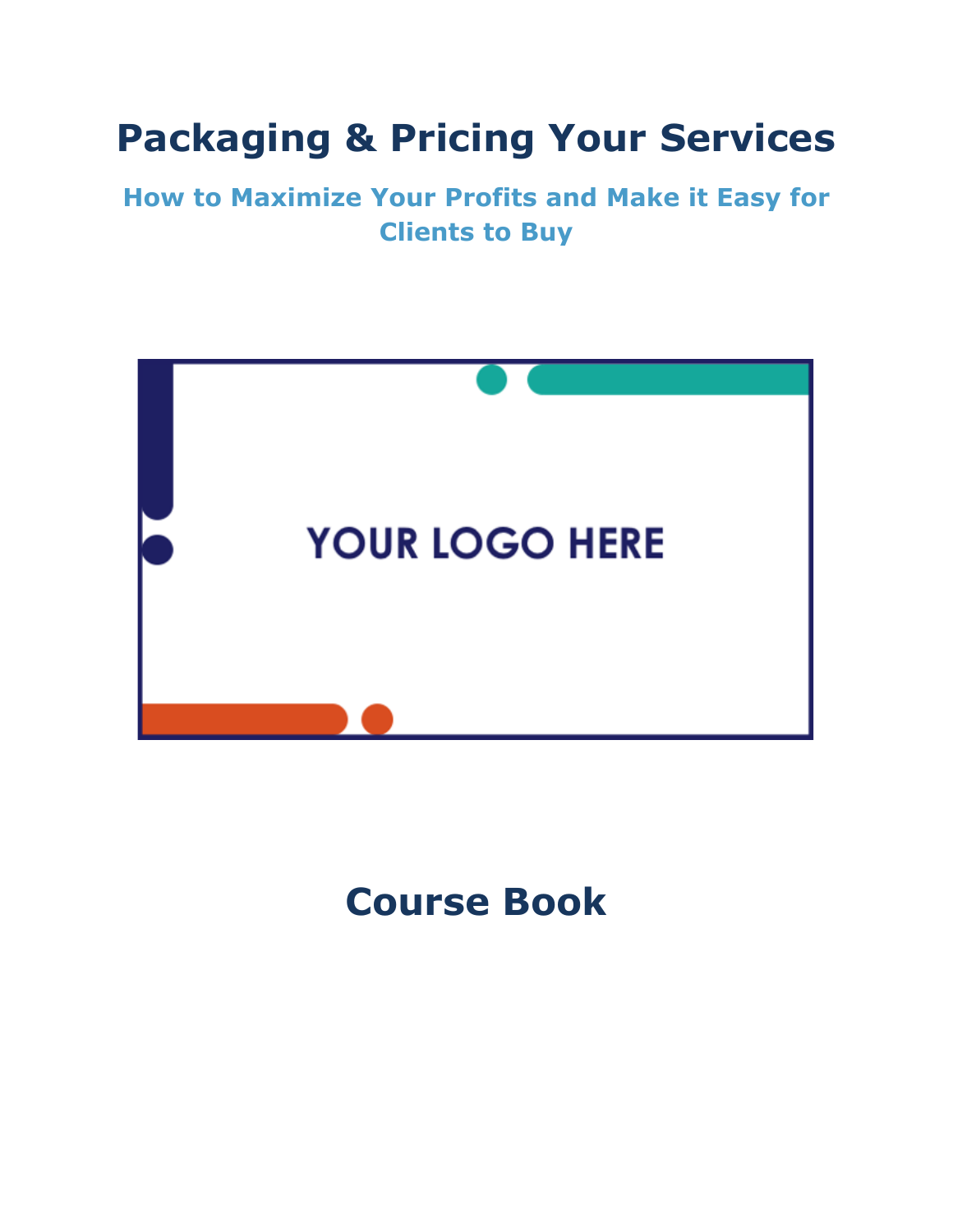# Packaging & Pricing Your Services

## How to Maximize Your Profits and Make it Easy for Clients to Buy

YOUR LOGO HERE

## Course Book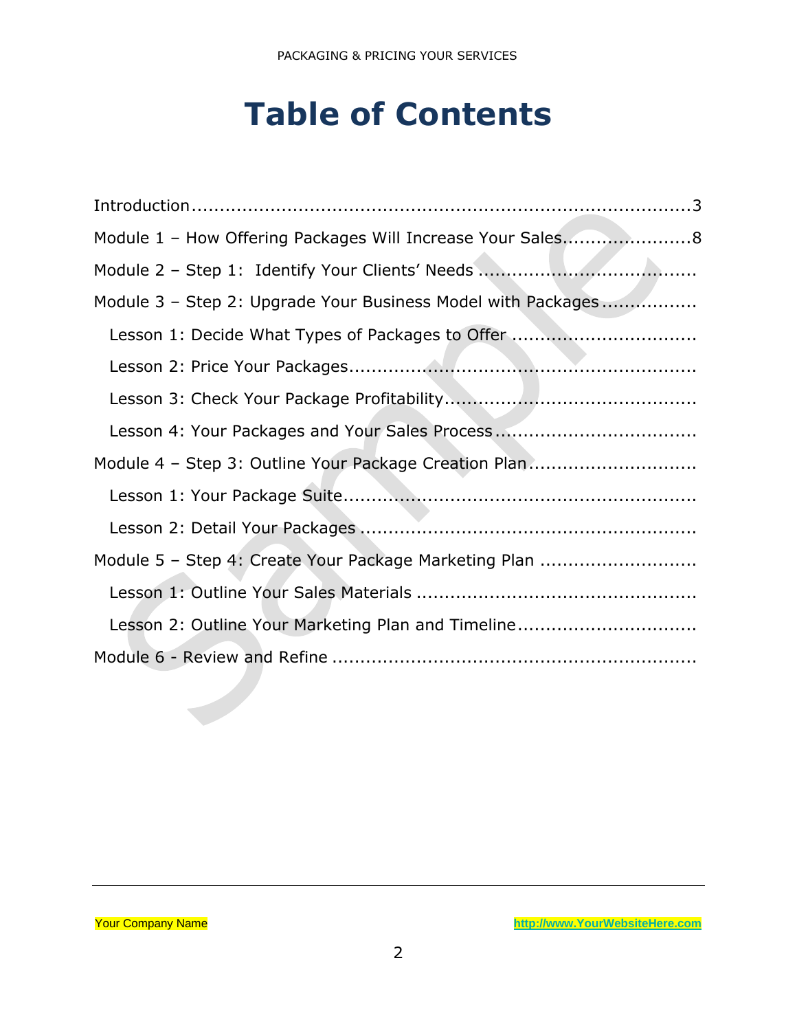# Table of Contents

Introduction .......................................................................... 3

Module 1 – How Offering Packages Will Increase Your Sales ...................... 8

Module 2 – Step 1: Identify Your Clients' Needs ......................................

Module 3 – Step 2: Upgrade Your Business Model with Packages ................

- Lesson 1: Decide What Types of Packages to Offer ................................
- Lesson 2: Price Your Packages ............................................................
- Lesson 3: Check Your Package Profitability ............................................
- Lesson 4: Your Packages and Your Sales Process ...................................

Module 4 – Step 3: Outline Your Package Creation Plan .............................

- Lesson 1: Your Package Suite ..............................................................
- Lesson 2: Detail Your Packages ...........................................................

Module 5 – Step 4: Create Your Package Marketing Plan ...........................

- Lesson 1: Outline Your Sales Materials .................................................
- Lesson 2: Outline Your Marketing Plan and Timeline ...............................

Module 6 - Review and Refine ................................................................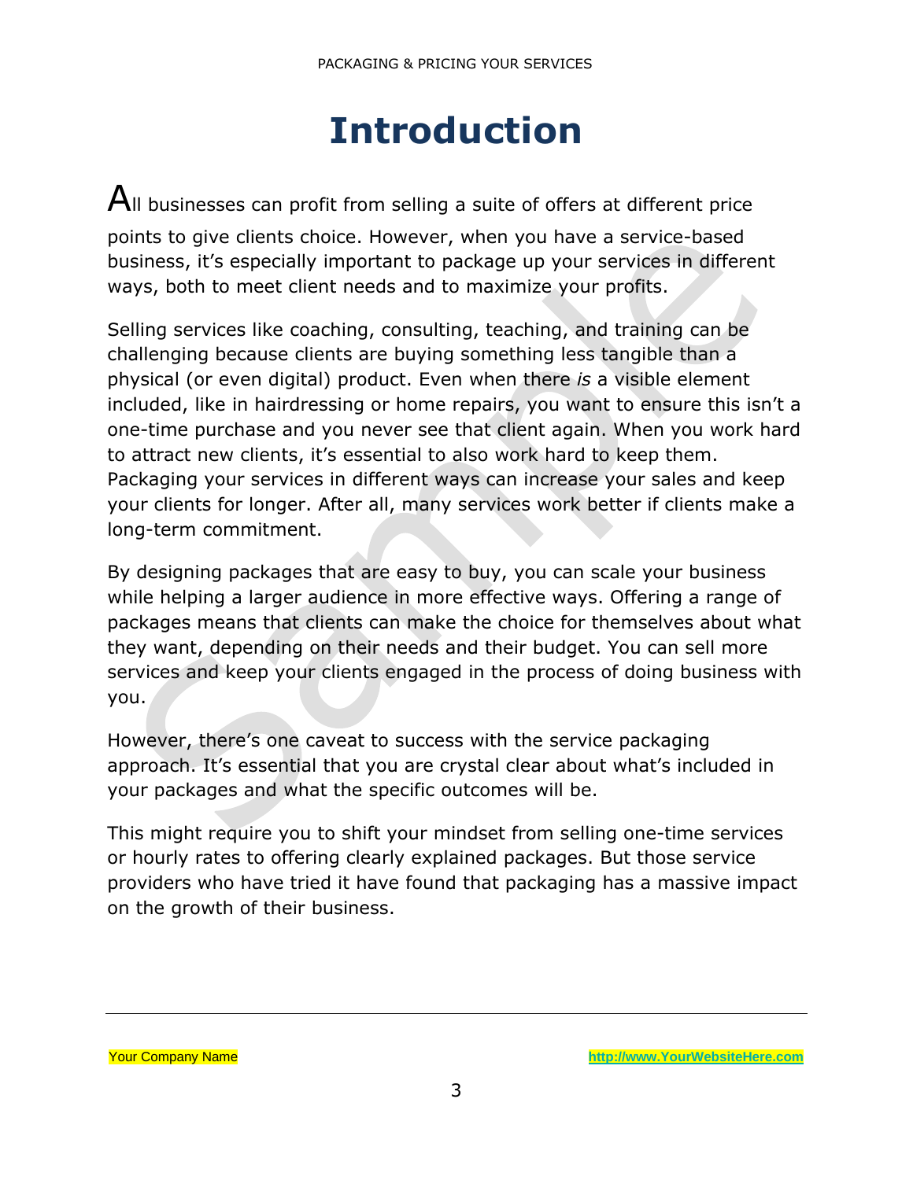# Introduction

All businesses can profit from selling a suite of offers at different price points to give clients choice. However, when you have a service-based business, it's especially important to package up your services in different ways, both to meet client needs and to maximize your profits.

Selling services like coaching, consulting, teaching, and training can be challenging because clients are buying something less tangible than a physical (or even digital) product. Even when there *is* a visible element included, like in hairdressing or home repairs, you want to ensure this isn't a one-time purchase and you never see that client again. When you work hard to attract new clients, it's essential to also work hard to keep them. Packaging your services in different ways can increase your sales and keep your clients for longer. After all, many services work better if clients make a long-term commitment.

By designing packages that are easy to buy, you can scale your business while helping a larger audience in more effective ways. Offering a range of packages means that clients can make the choice for themselves about what they want, depending on their needs and their budget. You can sell more services and keep your clients engaged in the process of doing business with you.

However, there's one caveat to success with the service packaging approach. It's essential that you are crystal clear about what's included in your packages and what the specific outcomes will be.

This might require you to shift your mindset from selling one-time services or hourly rates to offering clearly explained packages. But those service providers who have tried it have found that packaging has a massive impact on the growth of their business.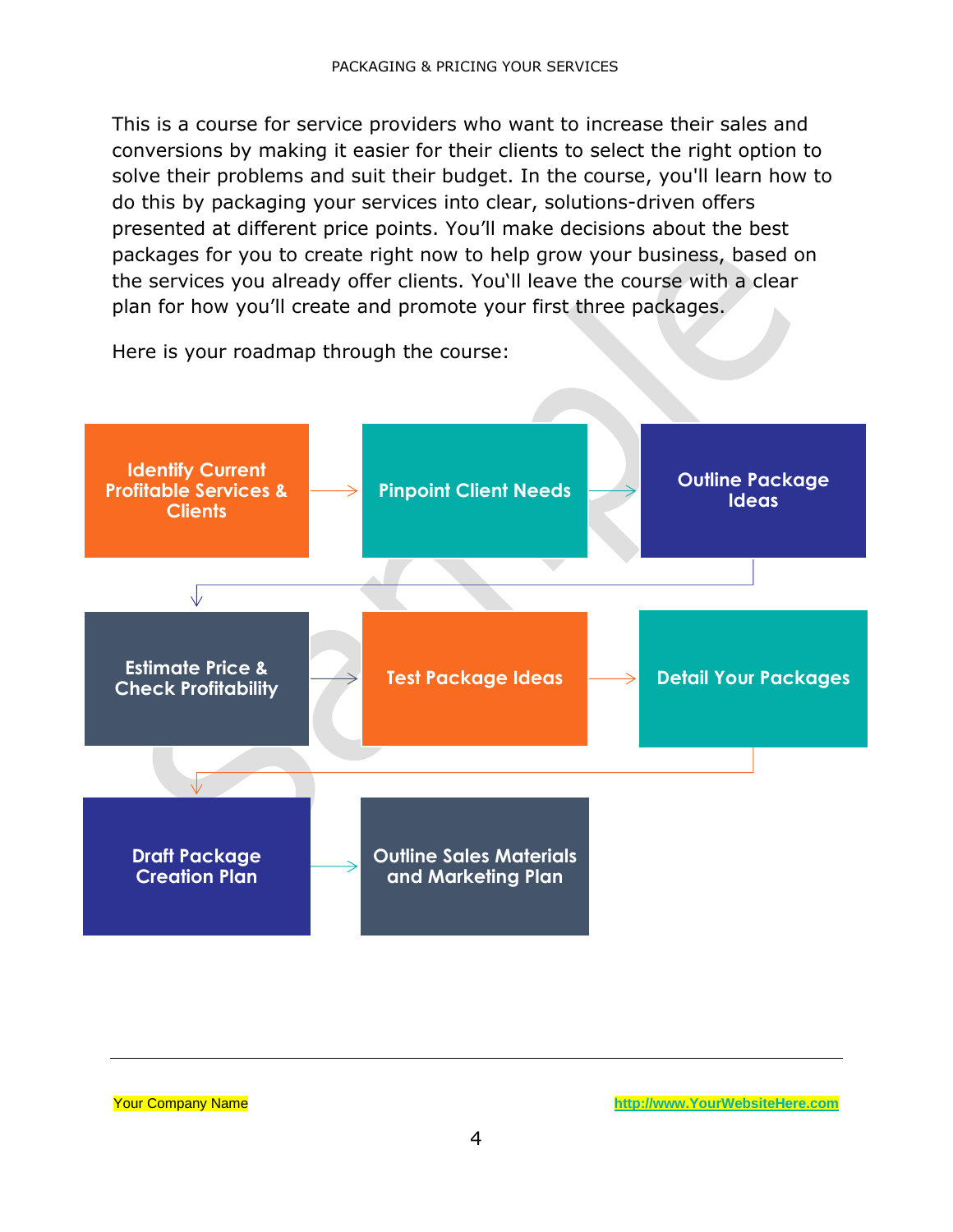This is a course for service providers who want to increase their sales and conversions by making it easier for their clients to select the right option to solve their problems and suit their budget. In the course, you'll learn how to do this by packaging your services into clear, solutions-driven offers presented at different price points. You'll make decisions about the best packages for you to create right now to help grow your business, based on the services you already offer clients. You`ll leave the course with a clear plan for how you'll create and promote your first three packages.

Here is your roadmap through the course:

1. Identify Current Profitable Services & Clients
2. Pinpoint Client Needs
3. Outline Package Ideas
4. Estimate Price & Check Profitability
5. Test Package Ideas
6. Detail Your Packages
7. Draft Package Creation Plan
8. Outline Sales Materials and Marketing Plan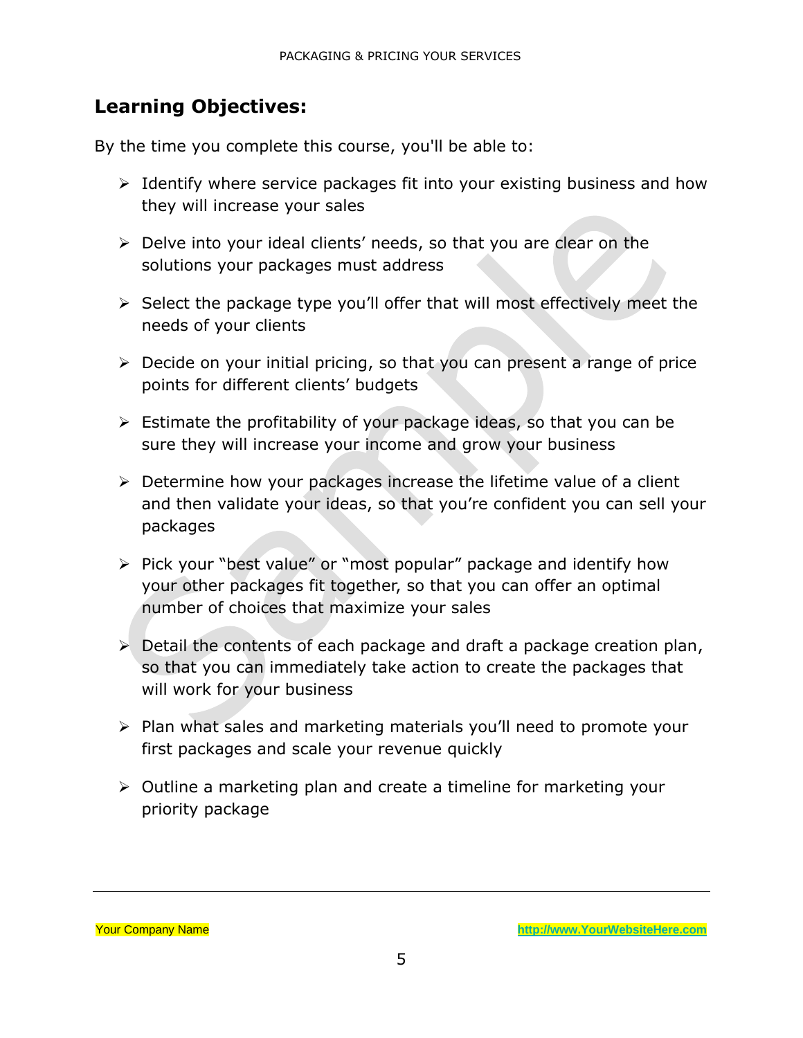## Learning Objectives:

By the time you complete this course, you'll be able to:

- Identify where service packages fit into your existing business and how they will increase your sales
- Delve into your ideal clients' needs, so that you are clear on the solutions your packages must address
- Select the package type you'll offer that will most effectively meet the needs of your clients
- Decide on your initial pricing, so that you can present a range of price points for different clients' budgets
- Estimate the profitability of your package ideas, so that you can be sure they will increase your income and grow your business
- Determine how your packages increase the lifetime value of a client and then validate your ideas, so that you're confident you can sell your packages
- Pick your "best value" or "most popular" package and identify how your other packages fit together, so that you can offer an optimal number of choices that maximize your sales
- Detail the contents of each package and draft a package creation plan, so that you can immediately take action to create the packages that will work for your business
- Plan what sales and marketing materials you'll need to promote your first packages and scale your revenue quickly
- Outline a marketing plan and create a timeline for marketing your priority package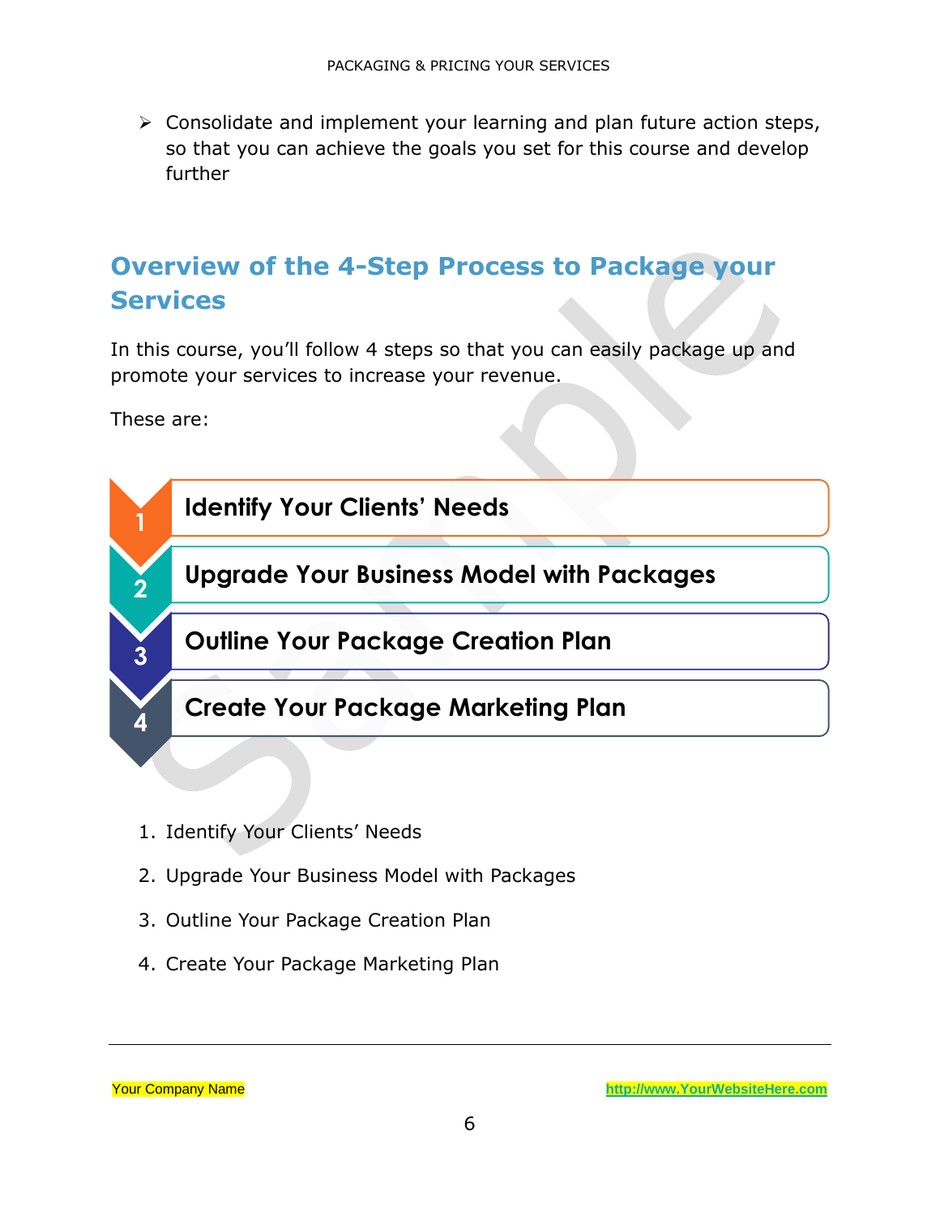- Consolidate and implement your learning and plan future action steps, so that you can achieve the goals you set for this course and develop further

## Overview of the 4-Step Process to Package your Services

In this course, you'll follow 4 steps so that you can easily package up and promote your services to increase your revenue.

These are:

1 **Identify Your Clients' Needs**

2 **Upgrade Your Business Model with Packages**

3 **Outline Your Package Creation Plan**

4 **Create Your Package Marketing Plan**

1. Identify Your Clients' Needs
2. Upgrade Your Business Model with Packages
3. Outline Your Package Creation Plan
4. Create Your Package Marketing Plan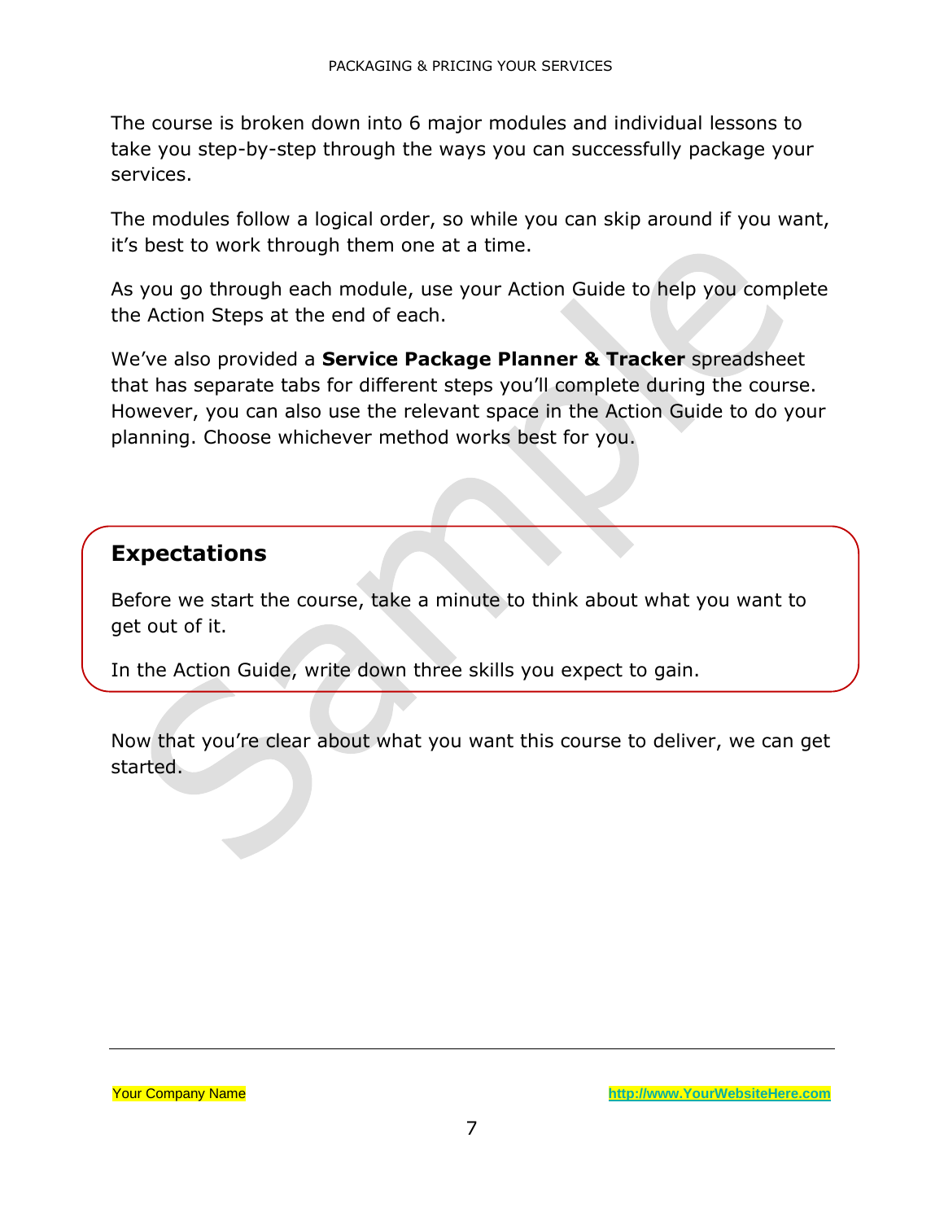The course is broken down into 6 major modules and individual lessons to take you step-by-step through the ways you can successfully package your services.

The modules follow a logical order, so while you can skip around if you want, it's best to work through them one at a time.

As you go through each module, use your Action Guide to help you complete the Action Steps at the end of each.

We've also provided a **Service Package Planner & Tracker** spreadsheet that has separate tabs for different steps you'll complete during the course. However, you can also use the relevant space in the Action Guide to do your planning. Choose whichever method works best for you.

## Expectations

Before we start the course, take a minute to think about what you want to get out of it.

In the Action Guide, write down three skills you expect to gain.

Now that you're clear about what you want this course to deliver, we can get started.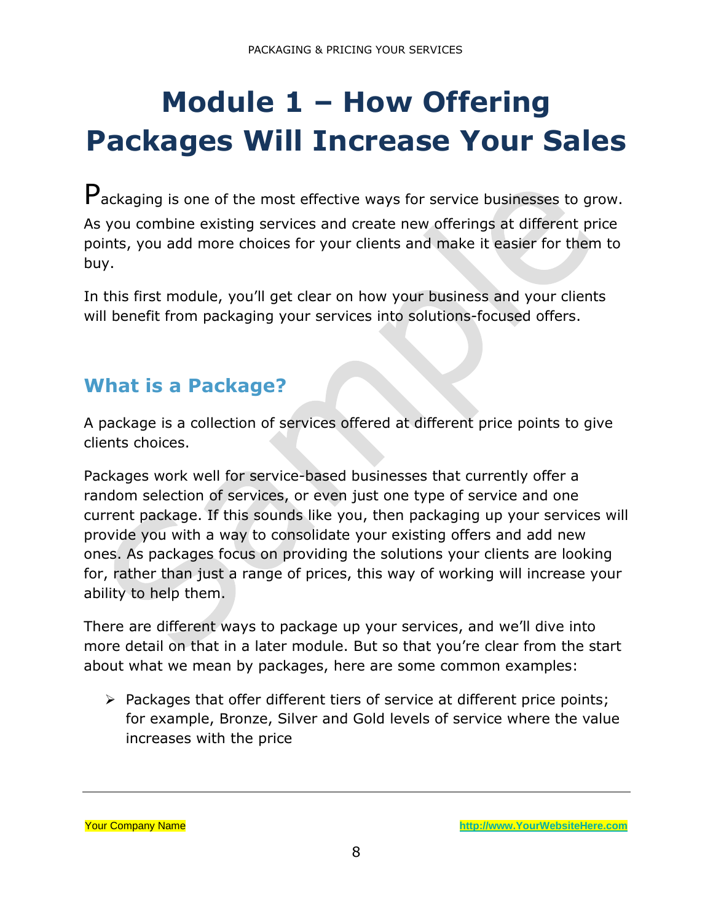# Module 1 – How Offering Packages Will Increase Your Sales

Packaging is one of the most effective ways for service businesses to grow. As you combine existing services and create new offerings at different price points, you add more choices for your clients and make it easier for them to buy.

In this first module, you'll get clear on how your business and your clients will benefit from packaging your services into solutions-focused offers.

## What is a Package?

A package is a collection of services offered at different price points to give clients choices.

Packages work well for service-based businesses that currently offer a random selection of services, or even just one type of service and one current package. If this sounds like you, then packaging up your services will provide you with a way to consolidate your existing offers and add new ones. As packages focus on providing the solutions your clients are looking for, rather than just a range of prices, this way of working will increase your ability to help them.

There are different ways to package up your services, and we'll dive into more detail on that in a later module. But so that you're clear from the start about what we mean by packages, here are some common examples:

- Packages that offer different tiers of service at different price points; for example, Bronze, Silver and Gold levels of service where the value increases with the price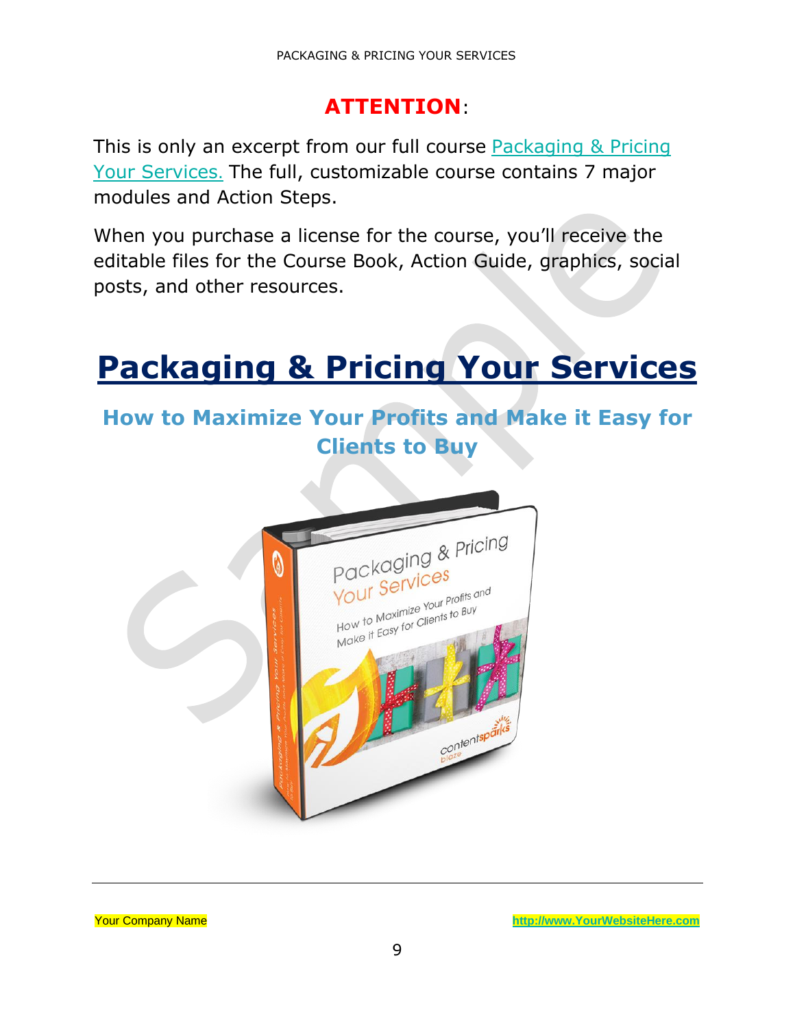**ATTENTION**:

This is only an excerpt from our full course Packaging & Pricing Your Services. The full, customizable course contains 7 major modules and Action Steps.

When you purchase a license for the course, you'll receive the editable files for the Course Book, Action Guide, graphics, social posts, and other resources.

# Packaging & Pricing Your Services

## How to Maximize Your Profits and Make it Easy for Clients to Buy